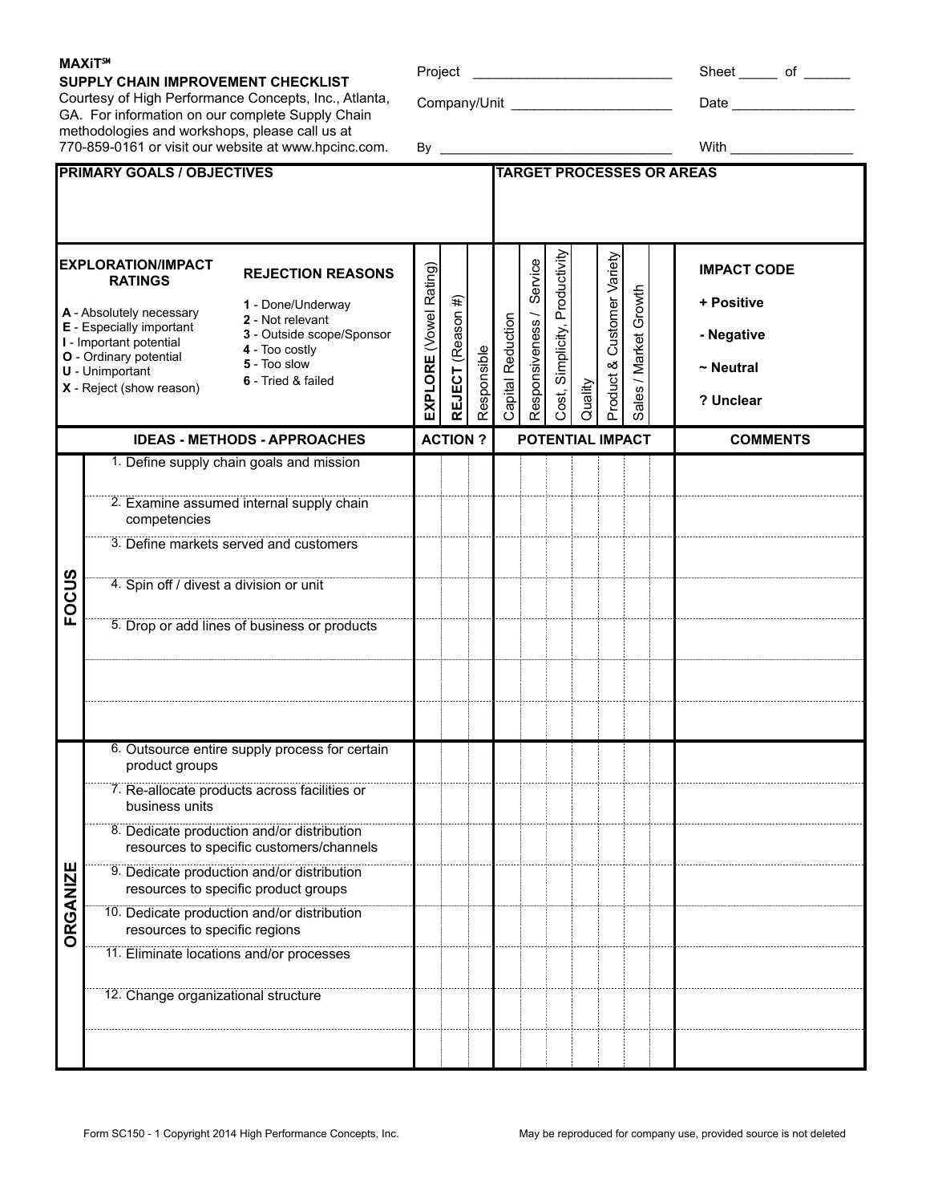**MAXiT℠**

**SUPPLY CHAIN IMPROVEMENT CHECKLIST**

Courtesy of High Performance Concepts, Inc., Atlanta, GA. For information on our complete Supply Chain methodologies and workshops, please call us at 770-859-0161 or visit our website at www.hpcinc.com.

Project ______________________ Sheet _____ of ______

Company/Unit ______________________ Date ________________

By ______________________ With ________________

| **PRIMARY GOALS / OBJECTIVES** | **TARGET PROCESSES OR AREAS** |
|---|---|
| | |

**EXPLORATION/IMPACT RATINGS**

- **A** - Absolutely necessary
- **E** - Especially important
- **I** - Important potential
- **O** - Ordinary potential
- **U** - Unimportant
- **X** - Reject (show reason)

**REJECTION REASONS**

- **1** - Done/Underway
- **2** - Not relevant
- **3** - Outside scope/Sponsor
- **4** - Too costly
- **5** - Too slow
- **6** - Tried & failed

**IMPACT CODE**

- **+ Positive**
- **- Negative**
- **~ Neutral**
- **? Unclear**

| | **IDEAS - METHODS - APPROACHES** | **ACTION ?** | | | **POTENTIAL IMPACT** | | | | | | | **COMMENTS** |
|---|---|---|---|---|---|---|---|---|---|---|---|---|
| | | **EXPLORE** (Vowel Rating) | **REJECT** (Reason #) | Responsible | Capital Reduction | Responsiveness / Service | Cost, Simplicity, Productivity | Quality | Product & Customer Variety | Sales / Market Growth | | |
| **FOCUS** | 1. Define supply chain goals and mission | | | | | | | | | | | |
| | 2. Examine assumed internal supply chain competencies | | | | | | | | | | | |
| | 3. Define markets served and customers | | | | | | | | | | | |
| | 4. Spin off / divest a division or unit | | | | | | | | | | | |
| | 5. Drop or add lines of business or products | | | | | | | | | | | |
| | | | | | | | | | | | | |
| | | | | | | | | | | | | |
| **ORGANIZE** | 6. Outsource entire supply process for certain product groups | | | | | | | | | | | |
| | 7. Re-allocate products across facilities or business units | | | | | | | | | | | |
| | 8. Dedicate production and/or distribution resources to specific customers/channels | | | | | | | | | | | |
| | 9. Dedicate production and/or distribution resources to specific product groups | | | | | | | | | | | |
| | 10. Dedicate production and/or distribution resources to specific regions | | | | | | | | | | | |
| | 11. Eliminate locations and/or processes | | | | | | | | | | | |
| | 12. Change organizational structure | | | | | | | | | | | |
| | | | | | | | | | | | | |

Form SC150 - 1 Copyright 2014 High Performance Concepts, Inc. May be reproduced for company use, provided source is not deleted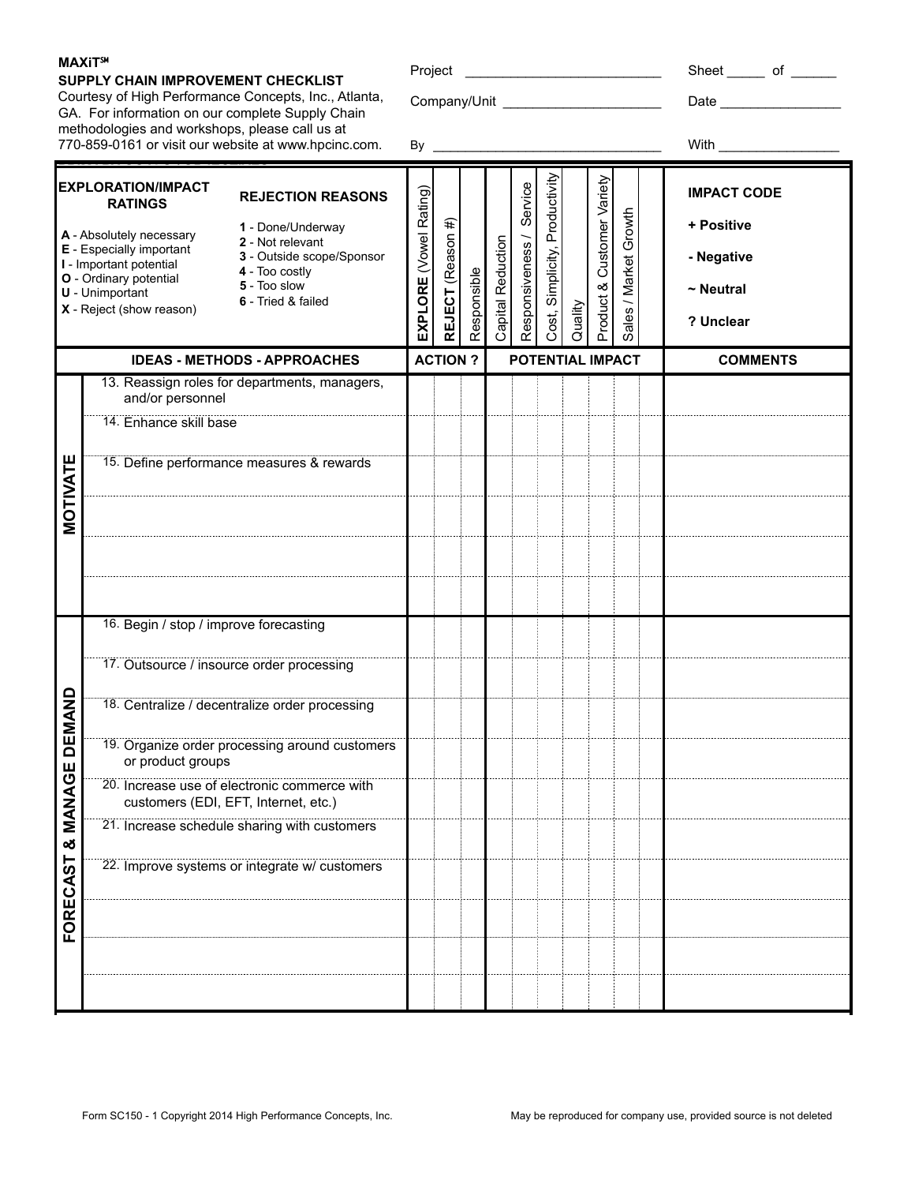**MAXiT℠**
**SUPPLY CHAIN IMPROVEMENT CHECKLIST**
Courtesy of High Performance Concepts, Inc., Atlanta, GA. For information on our complete Supply Chain methodologies and workshops, please call us at 770-859-0161 or visit our website at www.hpcinc.com.

Project ___________________________ Sheet _____ of ______

Company/Unit ______________________ Date ________________

By ________________________________ With ________________

**EXPLORATION/IMPACT RATINGS**

**A** - Absolutely necessary
**E** - Especially important
**I** - Important potential
**O** - Ordinary potential
**U** - Unimportant
**X** - Reject (show reason)

**REJECTION REASONS**

**1** - Done/Underway
**2** - Not relevant
**3** - Outside scope/Sponsor
**4** - Too costly
**5** - Too slow
**6** - Tried & failed

**IMPACT CODE**

**+ Positive**
**- Negative**
**~ Neutral**
**? Unclear**

| | IDEAS - METHODS - APPROACHES | EXPLORE (Vowel Rating) | REJECT (Reason #) | Responsible | Capital Reduction | Responsiveness / Service | Cost, Simplicity, Productivity | Quality | Product & Customer Variety | Sales / Market Growth | | COMMENTS |
|---|---|---|---|---|---|---|---|---|---|---|---|---|
| | | **ACTION ?** | | | **POTENTIAL IMPACT** | | | | | | | |
| **MOTIVATE** | 13. Reassign roles for departments, managers, and/or personnel | | | | | | | | | | | |
| | 14. Enhance skill base | | | | | | | | | | | |
| | 15. Define performance measures & rewards | | | | | | | | | | | |
| | | | | | | | | | | | | |
| | | | | | | | | | | | | |
| | | | | | | | | | | | | |
| **FORECAST & MANAGE DEMAND** | 16. Begin / stop / improve forecasting | | | | | | | | | | | |
| | 17. Outsource / insource order processing | | | | | | | | | | | |
| | 18. Centralize / decentralize order processing | | | | | | | | | | | |
| | 19. Organize order processing around customers or product groups | | | | | | | | | | | |
| | 20. Increase use of electronic commerce with customers (EDI, EFT, Internet, etc.) | | | | | | | | | | | |
| | 21. Increase schedule sharing with customers | | | | | | | | | | | |
| | 22. Improve systems or integrate w/ customers | | | | | | | | | | | |
| | | | | | | | | | | | | |
| | | | | | | | | | | | | |
| | | | | | | | | | | | | |

Form SC150 - 1 Copyright 2014 High Performance Concepts, Inc. May be reproduced for company use, provided source is not deleted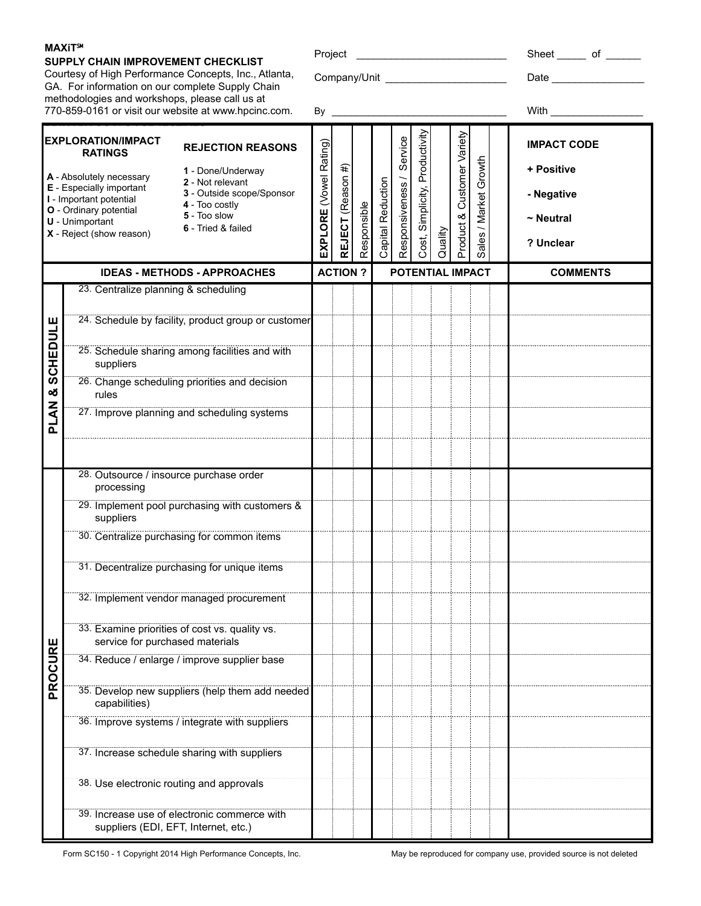**MAXiT℠**

**SUPPLY CHAIN IMPROVEMENT CHECKLIST**

Courtesy of High Performance Concepts, Inc., Atlanta, GA. For information on our complete Supply Chain methodologies and workshops, please call us at 770-859-0161 or visit our website at www.hpcinc.com.

Project ____________________________ Sheet _____ of ______

Company/Unit ______________________ Date ________________

By ________________________________ With ________________

**EXPLORATION/IMPACT RATINGS**

- A - Absolutely necessary
- E - Especially important
- I - Important potential
- O - Ordinary potential
- U - Unimportant
- X - Reject (show reason)

**REJECTION REASONS**

1. Done/Underway
2. Not relevant
3. Outside scope/Sponsor
4. Too costly
5. Too slow
6. Tried & failed

**IMPACT CODE**

- + Positive
- - Negative
- ~ Neutral
- ? Unclear

| | IDEAS - METHODS - APPROACHES | ACTION ? | | | POTENTIAL IMPACT | | | | | | | COMMENTS |
|---|---|---|---|---|---|---|---|---|---|---|---|---|
| | | **EXPLORE** (Vowel Rating) | **REJECT** (Reason #) | Responsible | Capital Reduction | Responsiveness / Service | Cost, Simplicity, Productivity | Quality | Product & Customer Variety | Sales / Market Growth | | |
| **PLAN & SCHEDULE** | 23. Centralize planning & scheduling | | | | | | | | | | | |
| | 24. Schedule by facility, product group or customer | | | | | | | | | | | |
| | 25. Schedule sharing among facilities and with suppliers | | | | | | | | | | | |
| | 26. Change scheduling priorities and decision rules | | | | | | | | | | | |
| | 27. Improve planning and scheduling systems | | | | | | | | | | | |
| | | | | | | | | | | | | |
| **PROCURE** | 28. Outsource / insource purchase order processing | | | | | | | | | | | |
| | 29. Implement pool purchasing with customers & suppliers | | | | | | | | | | | |
| | 30. Centralize purchasing for common items | | | | | | | | | | | |
| | 31. Decentralize purchasing for unique items | | | | | | | | | | | |
| | 32. Implement vendor managed procurement | | | | | | | | | | | |
| | 33. Examine priorities of cost vs. quality vs. service for purchased materials | | | | | | | | | | | |
| | 34. Reduce / enlarge / improve supplier base | | | | | | | | | | | |
| | 35. Develop new suppliers (help them add needed capabilities) | | | | | | | | | | | |
| | 36. Improve systems / integrate with suppliers | | | | | | | | | | | |
| | 37. Increase schedule sharing with suppliers | | | | | | | | | | | |
| | 38. Use electronic routing and approvals | | | | | | | | | | | |
| | 39. Increase use of electronic commerce with suppliers (EDI, EFT, Internet, etc.) | | | | | | | | | | | |

Form SC150 - 1 Copyright 2014 High Performance Concepts, Inc.

May be reproduced for company use, provided source is not deleted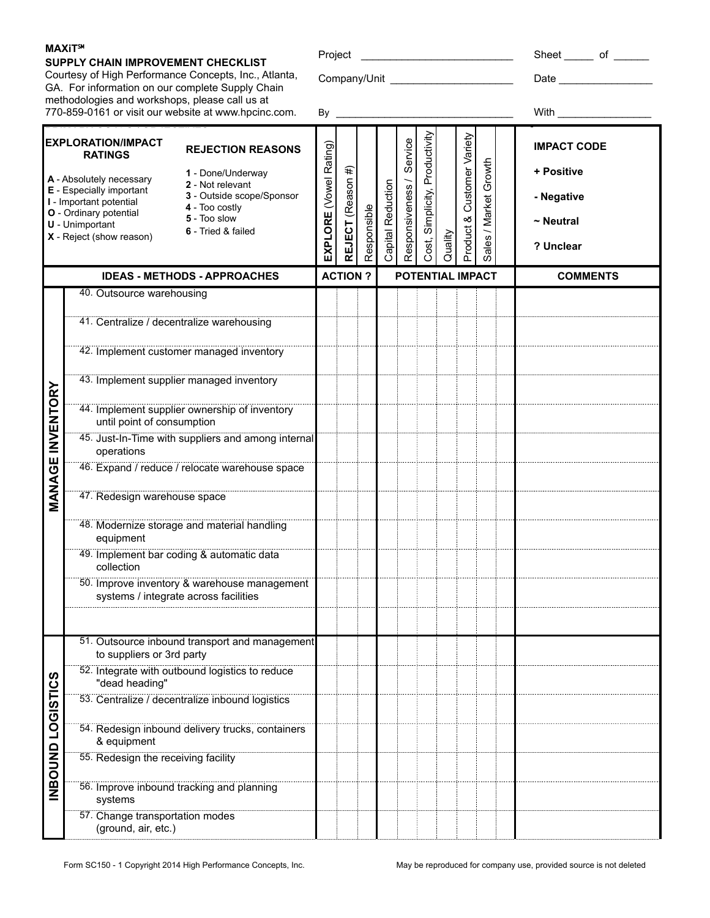**MAXiT℠**
**SUPPLY CHAIN IMPROVEMENT CHECKLIST**

Courtesy of High Performance Concepts, Inc., Atlanta, GA. For information on our complete Supply Chain methodologies and workshops, please call us at 770-859-0161 or visit our website at www.hpcinc.com.

Project ____________________ Sheet _____ of ______

Company/Unit ____________________ Date ________________

By ____________________ With ________________

**EXPLORATION/IMPACT RATINGS**

- **A** - Absolutely necessary
- **E** - Especially important
- **I** - Important potential
- **O** - Ordinary potential
- **U** - Unimportant
- **X** - Reject (show reason)

**REJECTION REASONS**

- **1** - Done/Underway
- **2** - Not relevant
- **3** - Outside scope/Sponsor
- **4** - Too costly
- **5** - Too slow
- **6** - Tried & failed

**IMPACT CODE**

- **+ Positive**
- **- Negative**
- **~ Neutral**
- **? Unclear**

| | IDEAS - METHODS - APPROACHES | ACTION ? | | | POTENTIAL IMPACT | | | | | | | COMMENTS |
|---|---|---|---|---|---|---|---|---|---|---|---|---|
| | | **EXPLORE** (Vowel Rating) | **REJECT** (Reason #) | Responsible | Capital Reduction | Responsiveness / Service | Cost, Simplicity, Productivity | Quality | Product & Customer Variety | Sales / Market Growth | | |
| **MANAGE INVENTORY** | 40. Outsource warehousing | | | | | | | | | | | |
| | 41. Centralize / decentralize warehousing | | | | | | | | | | | |
| | 42. Implement customer managed inventory | | | | | | | | | | | |
| | 43. Implement supplier managed inventory | | | | | | | | | | | |
| | 44. Implement supplier ownership of inventory until point of consumption | | | | | | | | | | | |
| | 45. Just-In-Time with suppliers and among internal operations | | | | | | | | | | | |
| | 46. Expand / reduce / relocate warehouse space | | | | | | | | | | | |
| | 47. Redesign warehouse space | | | | | | | | | | | |
| | 48. Modernize storage and material handling equipment | | | | | | | | | | | |
| | 49. Implement bar coding & automatic data collection | | | | | | | | | | | |
| | 50. Improve inventory & warehouse management systems / integrate across facilities | | | | | | | | | | | |
| | | | | | | | | | | | | |
| **INBOUND LOGISTICS** | 51. Outsource inbound transport and management to suppliers or 3rd party | | | | | | | | | | | |
| | 52. Integrate with outbound logistics to reduce "dead heading" | | | | | | | | | | | |
| | 53. Centralize / decentralize inbound logistics | | | | | | | | | | | |
| | 54. Redesign inbound delivery trucks, containers & equipment | | | | | | | | | | | |
| | 55. Redesign the receiving facility | | | | | | | | | | | |
| | 56. Improve inbound tracking and planning systems | | | | | | | | | | | |
| | 57. Change transportation modes (ground, air, etc.) | | | | | | | | | | | |

Form SC150 - 1 Copyright 2014 High Performance Concepts, Inc. May be reproduced for company use, provided source is not deleted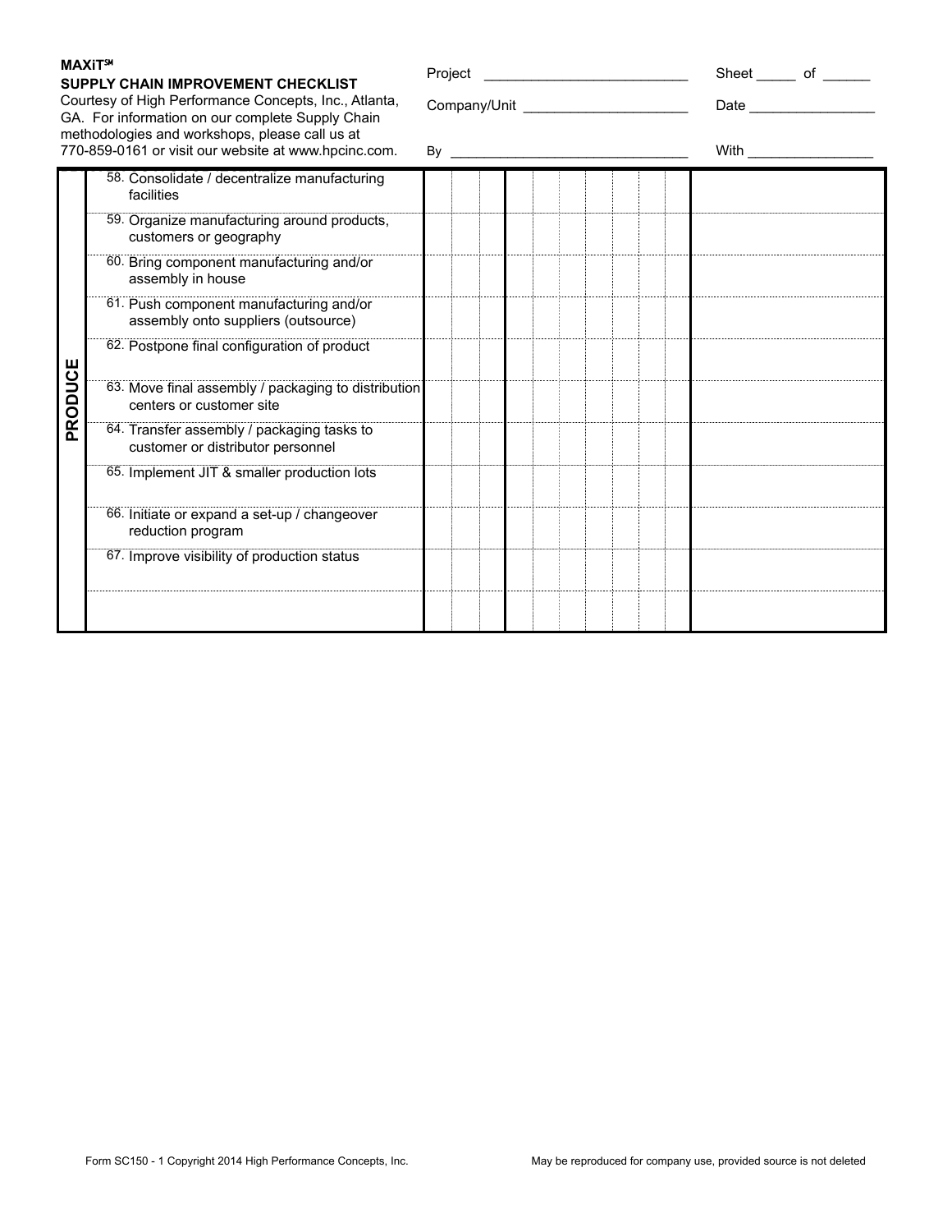**MAXiT℠**

**SUPPLY CHAIN IMPROVEMENT CHECKLIST**

Courtesy of High Performance Concepts, Inc., Atlanta, GA. For information on our complete Supply Chain methodologies and workshops, please call us at 770-859-0161 or visit our website at www.hpcinc.com.

Project ____________________ Sheet _____ of ______

Company/Unit ____________________ Date ________________

By ____________________ With ________________

| | | | | | | | | | | | | |
|---|---|---|---|---|---|---|---|---|---|---|---|---|
| PRODUCE | 58. Consolidate / decentralize manufacturing facilities | | | | | | | | | | | |
| | 59. Organize manufacturing around products, customers or geography | | | | | | | | | | | |
| | 60. Bring component manufacturing and/or assembly in house | | | | | | | | | | | |
| | 61. Push component manufacturing and/or assembly onto suppliers (outsource) | | | | | | | | | | | |
| | 62. Postpone final configuration of product | | | | | | | | | | | |
| | 63. Move final assembly / packaging to distribution centers or customer site | | | | | | | | | | | |
| | 64. Transfer assembly / packaging tasks to customer or distributor personnel | | | | | | | | | | | |
| | 65. Implement JIT & smaller production lots | | | | | | | | | | | |
| | 66. Initiate or expand a set-up / changeover reduction program | | | | | | | | | | | |
| | 67. Improve visibility of production status | | | | | | | | | | | |
| | | | | | | | | | | | | |

Form SC150 - 1 Copyright 2014 High Performance Concepts, Inc.

May be reproduced for company use, provided source is not deleted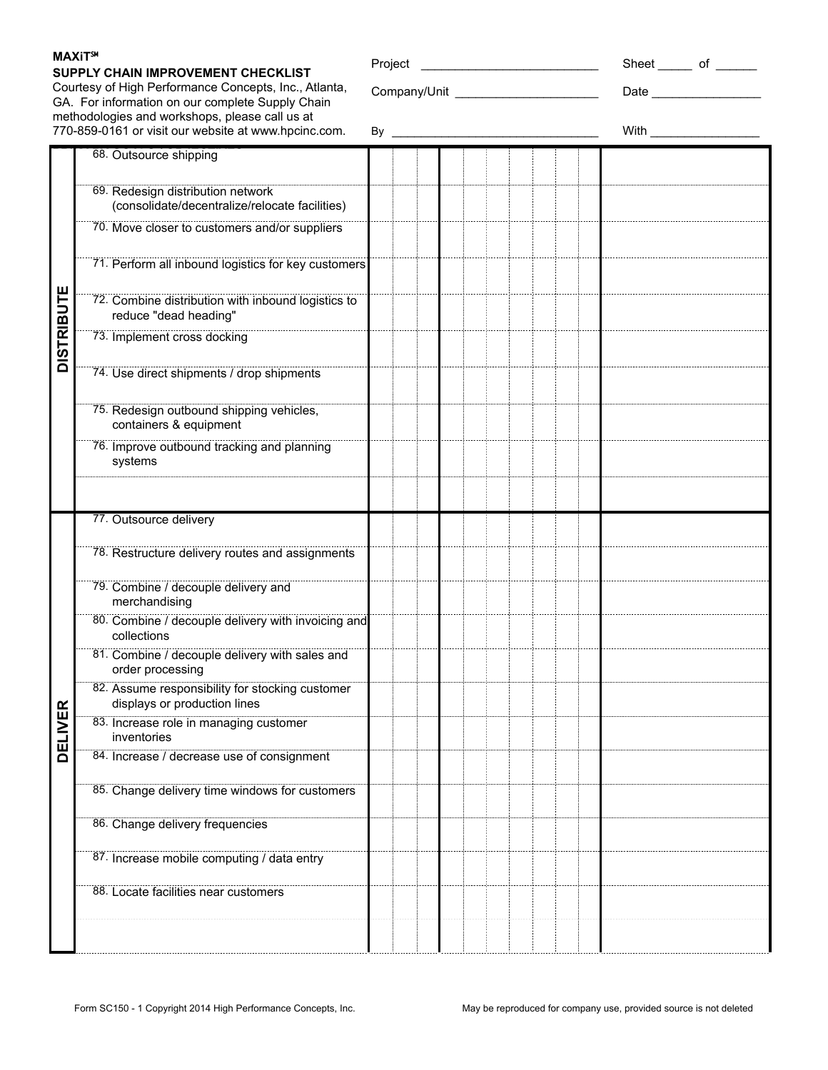**MAXiT℠**
**SUPPLY CHAIN IMPROVEMENT CHECKLIST**
Courtesy of High Performance Concepts, Inc., Atlanta, GA. For information on our complete Supply Chain methodologies and workshops, please call us at 770-859-0161 or visit our website at www.hpcinc.com.

Project ___________________________ Sheet _____ of ______

Company/Unit ______________________ Date ________________

By ________________________________ With ________________

| | Item | | | | | | | | | | | | Notes |
|---|---|---|---|---|---|---|---|---|---|---|---|---|---|
| **DISTRIBUTE** | 68. Outsource shipping | | | | | | | | | | | | |
| | 69. Redesign distribution network (consolidate/decentralize/relocate facilities) | | | | | | | | | | | | |
| | 70. Move closer to customers and/or suppliers | | | | | | | | | | | | |
| | 71. Perform all inbound logistics for key customers | | | | | | | | | | | | |
| | 72. Combine distribution with inbound logistics to reduce "dead heading" | | | | | | | | | | | | |
| | 73. Implement cross docking | | | | | | | | | | | | |
| | 74. Use direct shipments / drop shipments | | | | | | | | | | | | |
| | 75. Redesign outbound shipping vehicles, containers & equipment | | | | | | | | | | | | |
| | 76. Improve outbound tracking and planning systems | | | | | | | | | | | | |
| | | | | | | | | | | | | | |
| **DELIVER** | 77. Outsource delivery | | | | | | | | | | | | |
| | 78. Restructure delivery routes and assignments | | | | | | | | | | | | |
| | 79. Combine / decouple delivery and merchandising | | | | | | | | | | | | |
| | 80. Combine / decouple delivery with invoicing and collections | | | | | | | | | | | | |
| | 81. Combine / decouple delivery with sales and order processing | | | | | | | | | | | | |
| | 82. Assume responsibility for stocking customer displays or production lines | | | | | | | | | | | | |
| | 83. Increase role in managing customer inventories | | | | | | | | | | | | |
| | 84. Increase / decrease use of consignment | | | | | | | | | | | | |
| | 85. Change delivery time windows for customers | | | | | | | | | | | | |
| | 86. Change delivery frequencies | | | | | | | | | | | | |
| | 87. Increase mobile computing / data entry | | | | | | | | | | | | |
| | 88. Locate facilities near customers | | | | | | | | | | | | |
| | | | | | | | | | | | | | |

Form SC150 - 1 Copyright 2014 High Performance Concepts, Inc. May be reproduced for company use, provided source is not deleted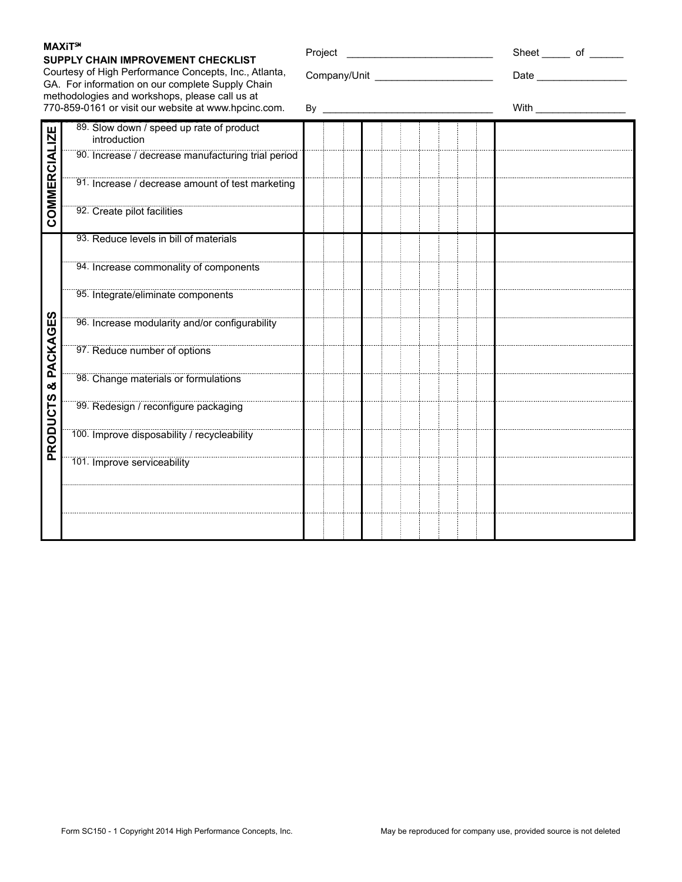**MAXiT℠**
**SUPPLY CHAIN IMPROVEMENT CHECKLIST**
Courtesy of High Performance Concepts, Inc., Atlanta, GA. For information on our complete Supply Chain methodologies and workshops, please call us at 770-859-0161 or visit our website at www.hpcinc.com.

Project ___________________________ Sheet _____ of ______

Company/Unit ______________________ Date ________________

By _________________________________ With ________________

| | | | | | | | | | | | | | |
|---|---|---|---|---|---|---|---|---|---|---|---|---|---|
| COMMERCIALIZE | 89. Slow down / speed up rate of product introduction | | | | | | | | | | | | |
| | 90. Increase / decrease manufacturing trial period | | | | | | | | | | | | |
| | 91. Increase / decrease amount of test marketing | | | | | | | | | | | | |
| | 92. Create pilot facilities | | | | | | | | | | | | |
| PRODUCTS & PACKAGES | 93. Reduce levels in bill of materials | | | | | | | | | | | | |
| | 94. Increase commonality of components | | | | | | | | | | | | |
| | 95. Integrate/eliminate components | | | | | | | | | | | | |
| | 96. Increase modularity and/or configurability | | | | | | | | | | | | |
| | 97. Reduce number of options | | | | | | | | | | | | |
| | 98. Change materials or formulations | | | | | | | | | | | | |
| | 99. Redesign / reconfigure packaging | | | | | | | | | | | | |
| | 100. Improve disposability / recycleability | | | | | | | | | | | | |
| | 101. Improve serviceability | | | | | | | | | | | | |
| | | | | | | | | | | | | | |
| | | | | | | | | | | | | | |

Form SC150 - 1 Copyright 2014 High Performance Concepts, Inc. May be reproduced for company use, provided source is not deleted